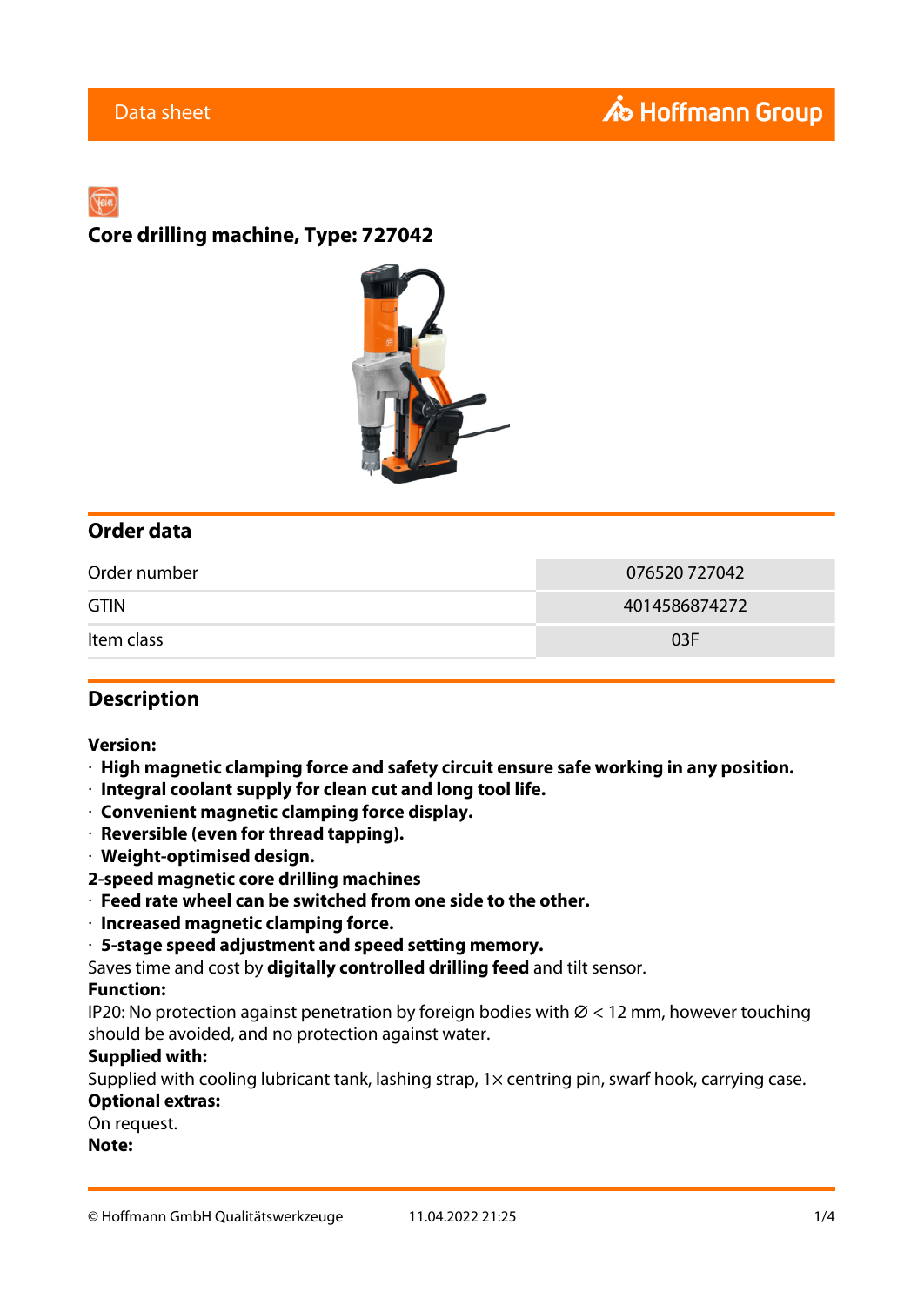Data sheet

# Core drilling machine, Type: 727042

## Order data

| | |
|---|---|
| Order number | 076520 727042 |
| GTIN | 4014586874272 |
| Item class | 03F |

## Description

**Version:**
· **High magnetic clamping force and safety circuit ensure safe working in any position.**
· **Integral coolant supply for clean cut and long tool life.**
· **Convenient magnetic clamping force display.**
· **Reversible (even for thread tapping).**
· **Weight-optimised design.**
**2-speed magnetic core drilling machines**
· **Feed rate wheel can be switched from one side to the other.**
· **Increased magnetic clamping force.**
· **5-stage speed adjustment and speed setting memory.**
Saves time and cost by **digitally controlled drilling feed** and tilt sensor.
**Function:**
IP20: No protection against penetration by foreign bodies with ∅ < 12 mm, however touching should be avoided, and no protection against water.
**Supplied with:**
Supplied with cooling lubricant tank, lashing strap, 1× centring pin, swarf hook, carrying case.
**Optional extras:**
On request.
**Note:**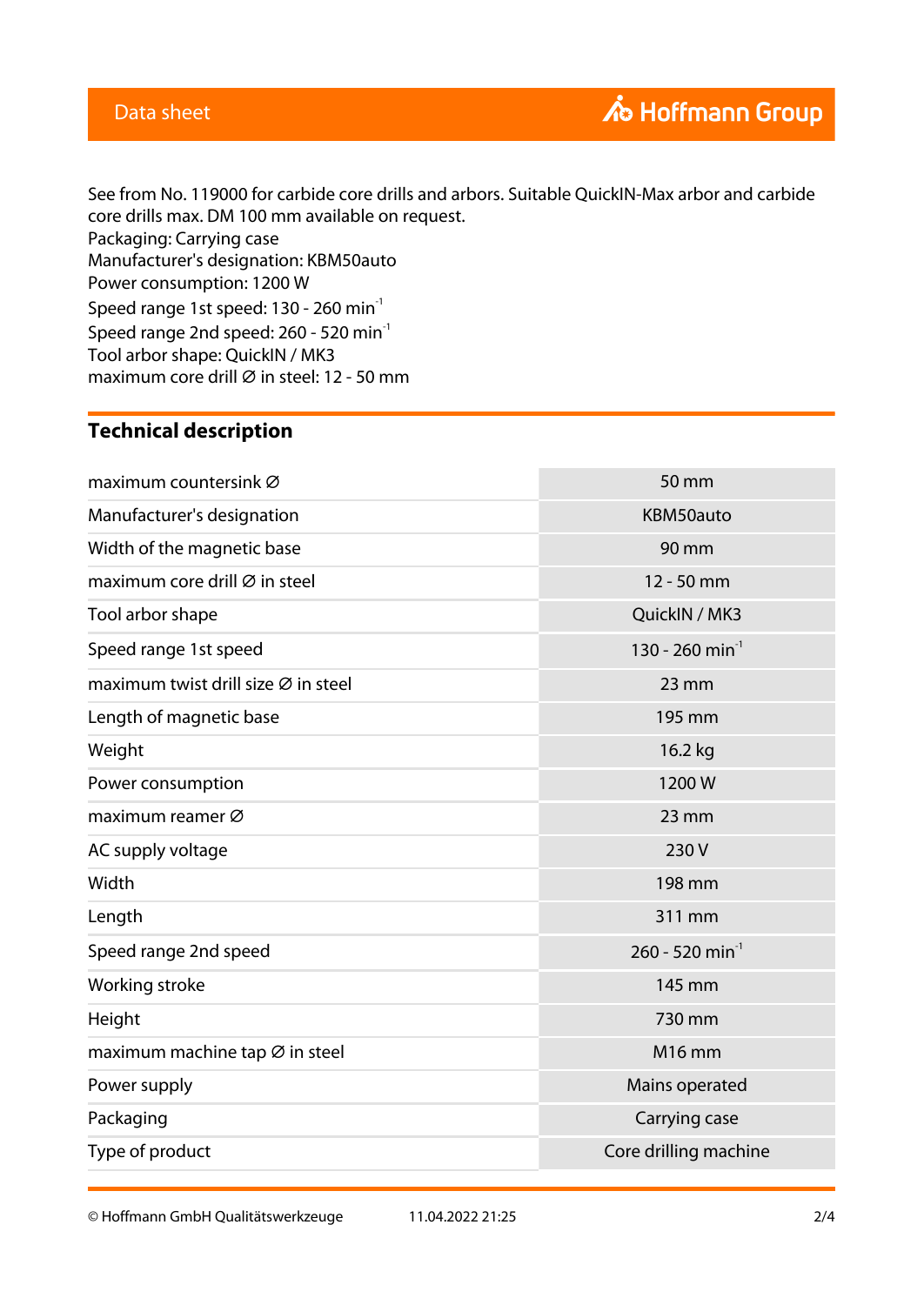See from No. 119000 for carbide core drills and arbors. Suitable QuickIN-Max arbor and carbide core drills max. DM 100 mm available on request.
Packaging: Carrying case
Manufacturer's designation: KBM50auto
Power consumption: 1200 W
Speed range 1st speed: 130 - 260 min$^{-1}$
Speed range 2nd speed: 260 - 520 min$^{-1}$
Tool arbor shape: QuickIN / MK3
maximum core drill ∅ in steel: 12 - 50 mm

## Technical description

| | |
|---|---|
| maximum countersink ∅ | 50 mm |
| Manufacturer's designation | KBM50auto |
| Width of the magnetic base | 90 mm |
| maximum core drill ∅ in steel | 12 - 50 mm |
| Tool arbor shape | QuickIN / MK3 |
| Speed range 1st speed | 130 - 260 min$^{-1}$ |
| maximum twist drill size ∅ in steel | 23 mm |
| Length of magnetic base | 195 mm |
| Weight | 16.2 kg |
| Power consumption | 1200 W |
| maximum reamer ∅ | 23 mm |
| AC supply voltage | 230 V |
| Width | 198 mm |
| Length | 311 mm |
| Speed range 2nd speed | 260 - 520 min$^{-1}$ |
| Working stroke | 145 mm |
| Height | 730 mm |
| maximum machine tap ∅ in steel | M16 mm |
| Power supply | Mains operated |
| Packaging | Carrying case |
| Type of product | Core drilling machine |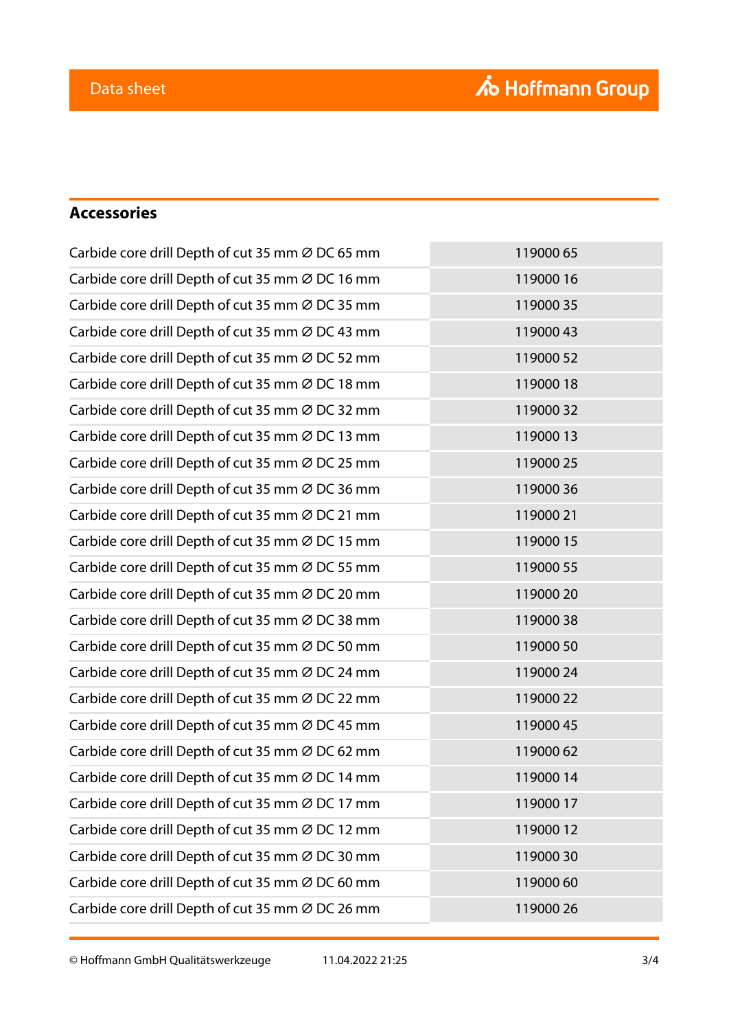## Accessories

| | |
|---|---|
| Carbide core drill Depth of cut 35 mm Ø DC 65 mm | 119000 65 |
| Carbide core drill Depth of cut 35 mm Ø DC 16 mm | 119000 16 |
| Carbide core drill Depth of cut 35 mm Ø DC 35 mm | 119000 35 |
| Carbide core drill Depth of cut 35 mm Ø DC 43 mm | 119000 43 |
| Carbide core drill Depth of cut 35 mm Ø DC 52 mm | 119000 52 |
| Carbide core drill Depth of cut 35 mm Ø DC 18 mm | 119000 18 |
| Carbide core drill Depth of cut 35 mm Ø DC 32 mm | 119000 32 |
| Carbide core drill Depth of cut 35 mm Ø DC 13 mm | 119000 13 |
| Carbide core drill Depth of cut 35 mm Ø DC 25 mm | 119000 25 |
| Carbide core drill Depth of cut 35 mm Ø DC 36 mm | 119000 36 |
| Carbide core drill Depth of cut 35 mm Ø DC 21 mm | 119000 21 |
| Carbide core drill Depth of cut 35 mm Ø DC 15 mm | 119000 15 |
| Carbide core drill Depth of cut 35 mm Ø DC 55 mm | 119000 55 |
| Carbide core drill Depth of cut 35 mm Ø DC 20 mm | 119000 20 |
| Carbide core drill Depth of cut 35 mm Ø DC 38 mm | 119000 38 |
| Carbide core drill Depth of cut 35 mm Ø DC 50 mm | 119000 50 |
| Carbide core drill Depth of cut 35 mm Ø DC 24 mm | 119000 24 |
| Carbide core drill Depth of cut 35 mm Ø DC 22 mm | 119000 22 |
| Carbide core drill Depth of cut 35 mm Ø DC 45 mm | 119000 45 |
| Carbide core drill Depth of cut 35 mm Ø DC 62 mm | 119000 62 |
| Carbide core drill Depth of cut 35 mm Ø DC 14 mm | 119000 14 |
| Carbide core drill Depth of cut 35 mm Ø DC 17 mm | 119000 17 |
| Carbide core drill Depth of cut 35 mm Ø DC 12 mm | 119000 12 |
| Carbide core drill Depth of cut 35 mm Ø DC 30 mm | 119000 30 |
| Carbide core drill Depth of cut 35 mm Ø DC 60 mm | 119000 60 |
| Carbide core drill Depth of cut 35 mm Ø DC 26 mm | 119000 26 |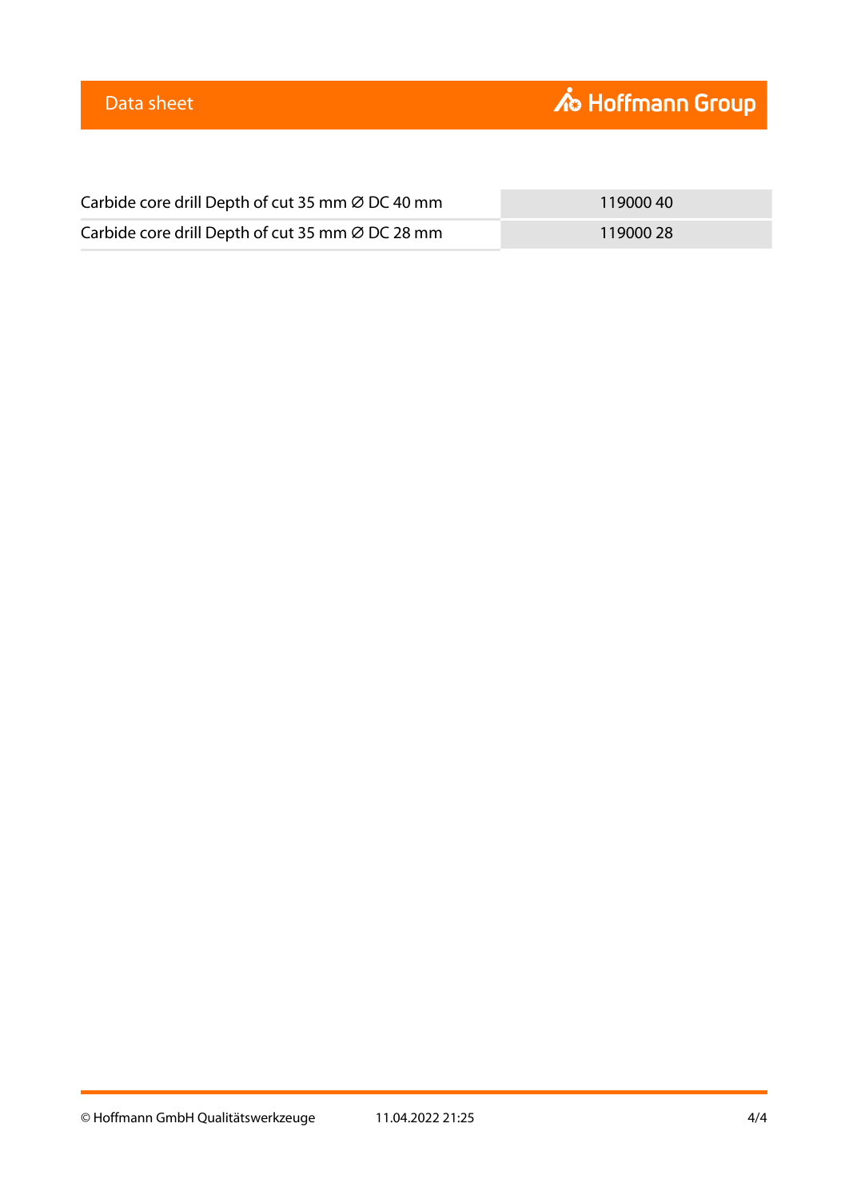| | |
|---|---|
| Carbide core drill Depth of cut 35 mm ∅ DC 40 mm | 119000 40 |
| Carbide core drill Depth of cut 35 mm ∅ DC 28 mm | 119000 28 |